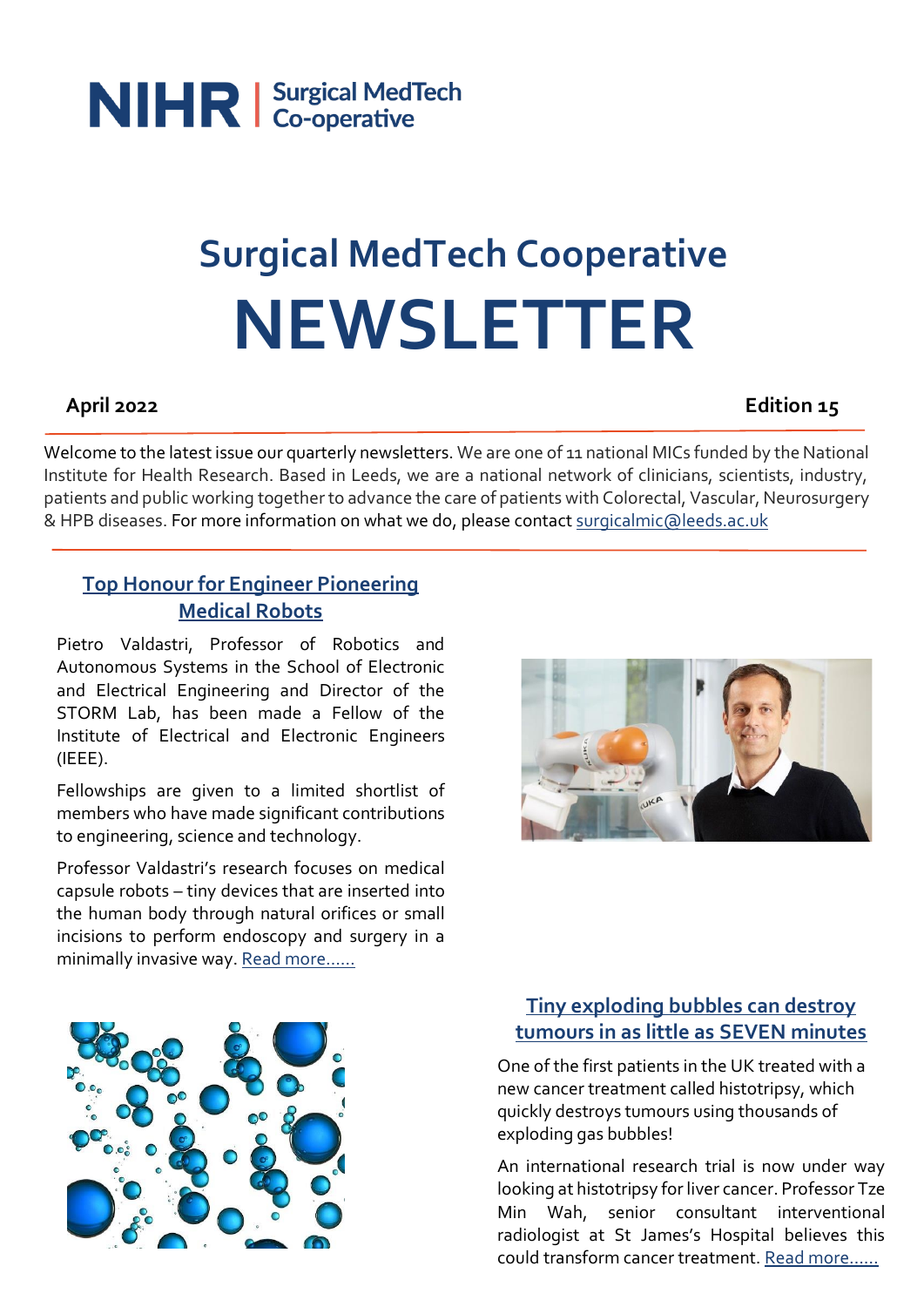NIHR | Surgical MedTech Co-operative

# Surgical MedTech Cooperative NEWSLETTER

**April 2022** **Edition 15**

Welcome to the latest issue our quarterly newsletters. We are one of 11 national MICs funded by the National Institute for Health Research. Based in Leeds, we are a national network of clinicians, scientists, industry, patients and public working together to advance the care of patients with Colorectal, Vascular, Neurosurgery & HPB diseases. For more information on what we do, please contact [surgicalmic@leeds.ac.uk](mailto:surgicalmic@leeds.ac.uk)

## Top Honour for Engineer Pioneering Medical Robots

Pietro Valdastri, Professor of Robotics and Autonomous Systems in the School of Electronic and Electrical Engineering and Director of the STORM Lab, has been made a Fellow of the Institute of Electrical and Electronic Engineers (IEEE).

Fellowships are given to a limited shortlist of members who have made significant contributions to engineering, science and technology.

Professor Valdastri's research focuses on medical capsule robots – tiny devices that are inserted into the human body through natural orifices or small incisions to perform endoscopy and surgery in a minimally invasive way. Read more......

## Tiny exploding bubbles can destroy tumours in as little as SEVEN minutes

One of the first patients in the UK treated with a new cancer treatment called histotripsy, which quickly destroys tumours using thousands of exploding gas bubbles!

An international research trial is now under way looking at histotripsy for liver cancer. Professor Tze Min Wah, senior consultant interventional radiologist at St James's Hospital believes this could transform cancer treatment. Read more......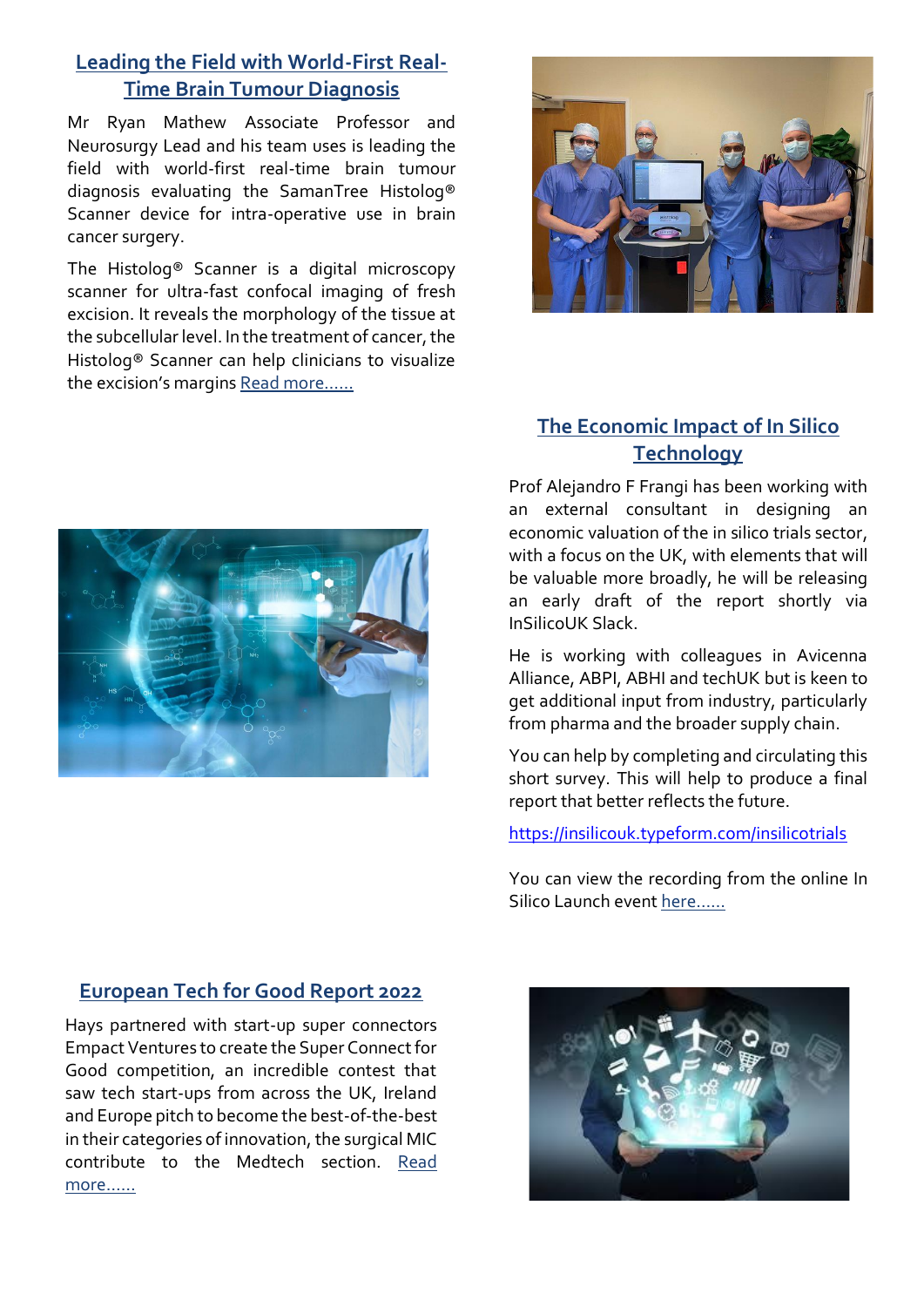## Leading the Field with World-First Real-Time Brain Tumour Diagnosis

Mr Ryan Mathew Associate Professor and Neurosurgy Lead and his team uses is leading the field with world-first real-time brain tumour diagnosis evaluating the SamanTree Histolog® Scanner device for intra-operative use in brain cancer surgery.

The Histolog® Scanner is a digital microscopy scanner for ultra-fast confocal imaging of fresh excision. It reveals the morphology of the tissue at the subcellular level. In the treatment of cancer, the Histolog® Scanner can help clinicians to visualize the excision's margins Read more......

## The Economic Impact of In Silico Technology

Prof Alejandro F Frangi has been working with an external consultant in designing an economic valuation of the in silico trials sector, with a focus on the UK, with elements that will be valuable more broadly, he will be releasing an early draft of the report shortly via InSilicoUK Slack.

He is working with colleagues in Avicenna Alliance, ABPI, ABHI and techUK but is keen to get additional input from industry, particularly from pharma and the broader supply chain.

You can help by completing and circulating this short survey. This will help to produce a final report that better reflects the future.

https://insilicouk.typeform.com/insilicotrials

You can view the recording from the online In Silico Launch event here......

## European Tech for Good Report 2022

Hays partnered with start-up super connectors Empact Ventures to create the Super Connect for Good competition, an incredible contest that saw tech start-ups from across the UK, Ireland and Europe pitch to become the best-of-the-best in their categories of innovation, the surgical MIC contribute to the Medtech section. Read more......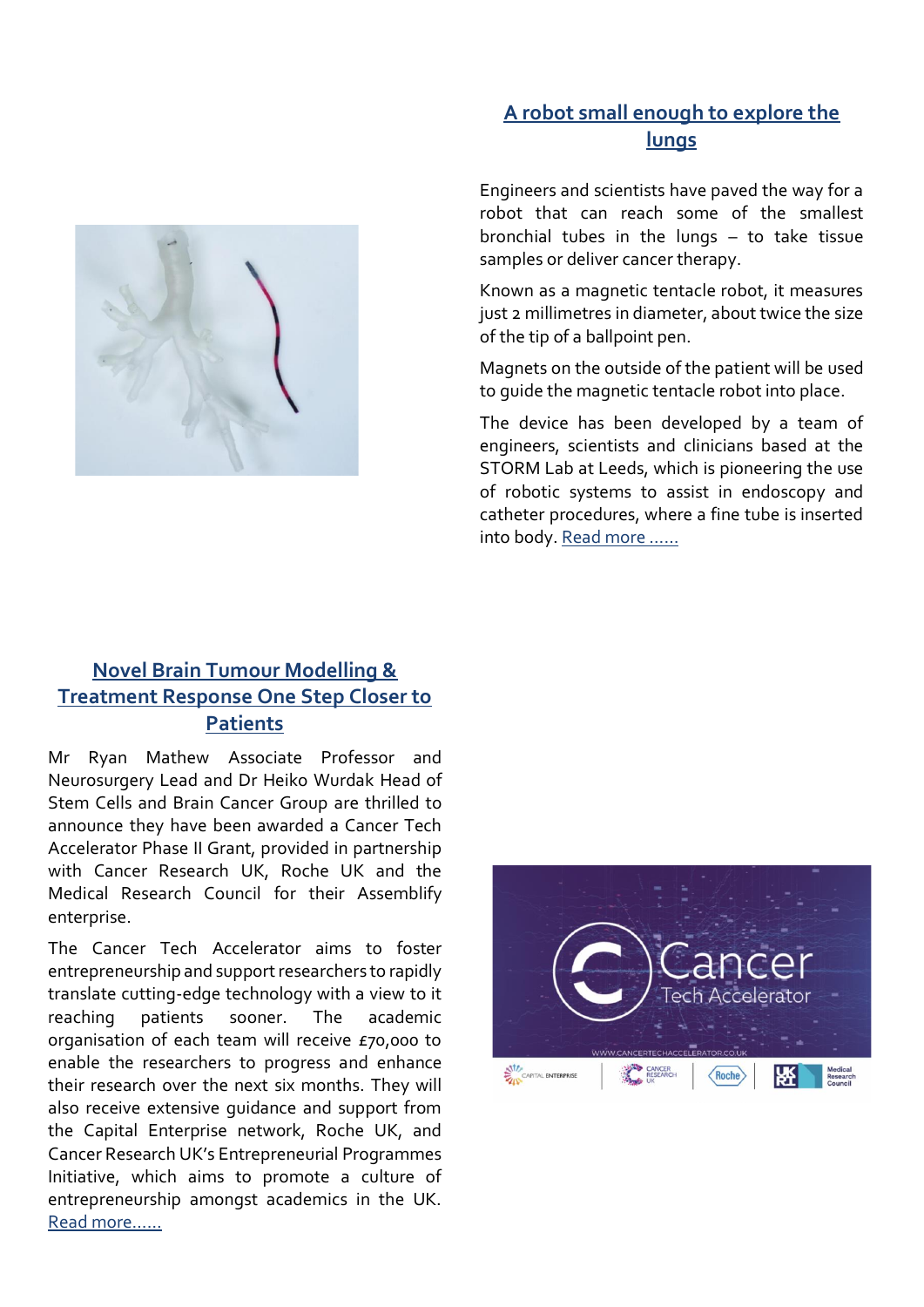## A robot small enough to explore the lungs

Engineers and scientists have paved the way for a robot that can reach some of the smallest bronchial tubes in the lungs – to take tissue samples or deliver cancer therapy.

Known as a magnetic tentacle robot, it measures just 2 millimetres in diameter, about twice the size of the tip of a ballpoint pen.

Magnets on the outside of the patient will be used to guide the magnetic tentacle robot into place.

The device has been developed by a team of engineers, scientists and clinicians based at the STORM Lab at Leeds, which is pioneering the use of robotic systems to assist in endoscopy and catheter procedures, where a fine tube is inserted into body. Read more ……

## Novel Brain Tumour Modelling & Treatment Response One Step Closer to Patients

Mr Ryan Mathew Associate Professor and Neurosurgery Lead and Dr Heiko Wurdak Head of Stem Cells and Brain Cancer Group are thrilled to announce they have been awarded a Cancer Tech Accelerator Phase II Grant, provided in partnership with Cancer Research UK, Roche UK and the Medical Research Council for their Assemblify enterprise.

The Cancer Tech Accelerator aims to foster entrepreneurship and support researchers to rapidly translate cutting-edge technology with a view to it reaching patients sooner. The academic organisation of each team will receive £70,000 to enable the researchers to progress and enhance their research over the next six months. They will also receive extensive guidance and support from the Capital Enterprise network, Roche UK, and Cancer Research UK's Entrepreneurial Programmes Initiative, which aims to promote a culture of entrepreneurship amongst academics in the UK. Read more……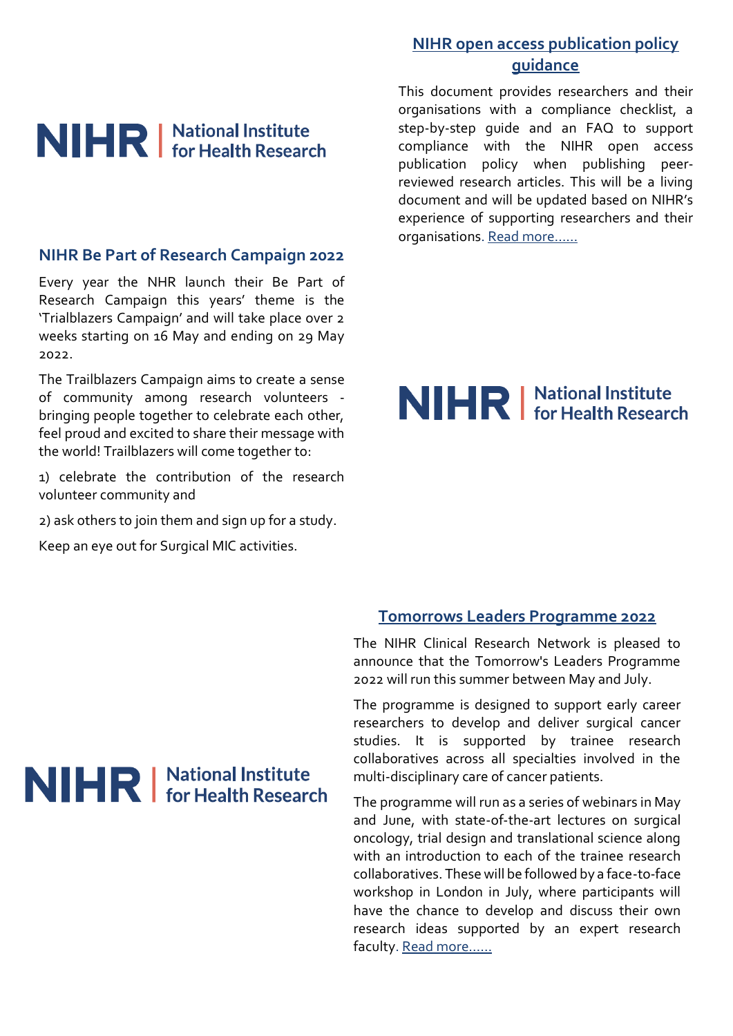## NIHR open access publication policy guidance

This document provides researchers and their organisations with a compliance checklist, a step-by-step guide and an FAQ to support compliance with the NIHR open access publication policy when publishing peer-reviewed research articles. This will be a living document and will be updated based on NIHR's experience of supporting researchers and their organisations. Read more......

## NIHR Be Part of Research Campaign 2022

Every year the NHR launch their Be Part of Research Campaign this years' theme is the 'Trialblazers Campaign' and will take place over 2 weeks starting on 16 May and ending on 29 May 2022.

The Trailblazers Campaign aims to create a sense of community among research volunteers - bringing people together to celebrate each other, feel proud and excited to share their message with the world! Trailblazers will come together to:

1) celebrate the contribution of the research volunteer community and

2) ask others to join them and sign up for a study.

Keep an eye out for Surgical MIC activities.

## Tomorrows Leaders Programme 2022

The NIHR Clinical Research Network is pleased to announce that the Tomorrow's Leaders Programme 2022 will run this summer between May and July.

The programme is designed to support early career researchers to develop and deliver surgical cancer studies. It is supported by trainee research collaboratives across all specialties involved in the multi-disciplinary care of cancer patients.

The programme will run as a series of webinars in May and June, with state-of-the-art lectures on surgical oncology, trial design and translational science along with an introduction to each of the trainee research collaboratives. These will be followed by a face-to-face workshop in London in July, where participants will have the chance to develop and discuss their own research ideas supported by an expert research faculty. Read more......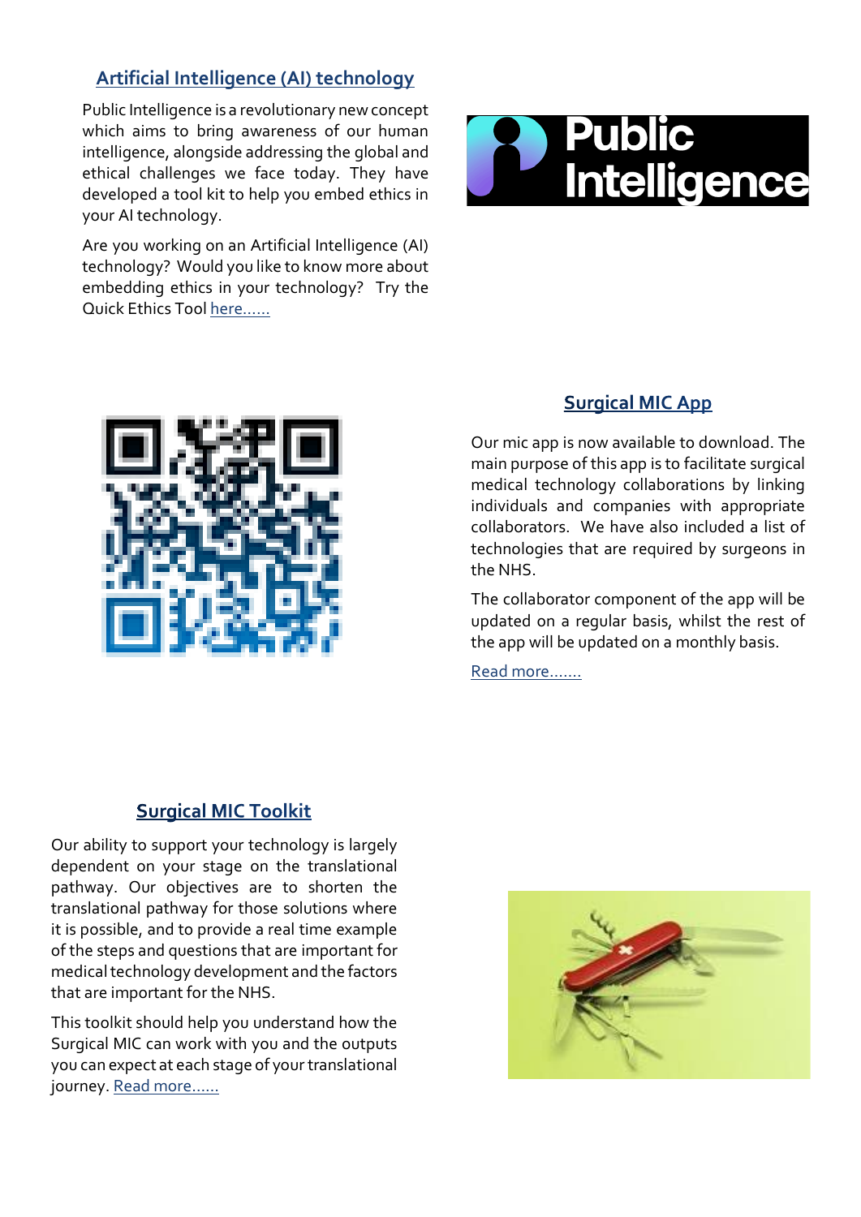## Artificial Intelligence (AI) technology

Public Intelligence is a revolutionary new concept which aims to bring awareness of our human intelligence, alongside addressing the global and ethical challenges we face today. They have developed a tool kit to help you embed ethics in your AI technology.

Are you working on an Artificial Intelligence (AI) technology? Would you like to know more about embedding ethics in your technology? Try the Quick Ethics Tool here......

## Surgical MIC App

Our mic app is now available to download. The main purpose of this app is to facilitate surgical medical technology collaborations by linking individuals and companies with appropriate collaborators. We have also included a list of technologies that are required by surgeons in the NHS.

The collaborator component of the app will be updated on a regular basis, whilst the rest of the app will be updated on a monthly basis.

Read more.......

## Surgical MIC Toolkit

Our ability to support your technology is largely dependent on your stage on the translational pathway. Our objectives are to shorten the translational pathway for those solutions where it is possible, and to provide a real time example of the steps and questions that are important for medical technology development and the factors that are important for the NHS.

This toolkit should help you understand how the Surgical MIC can work with you and the outputs you can expect at each stage of your translational journey. Read more......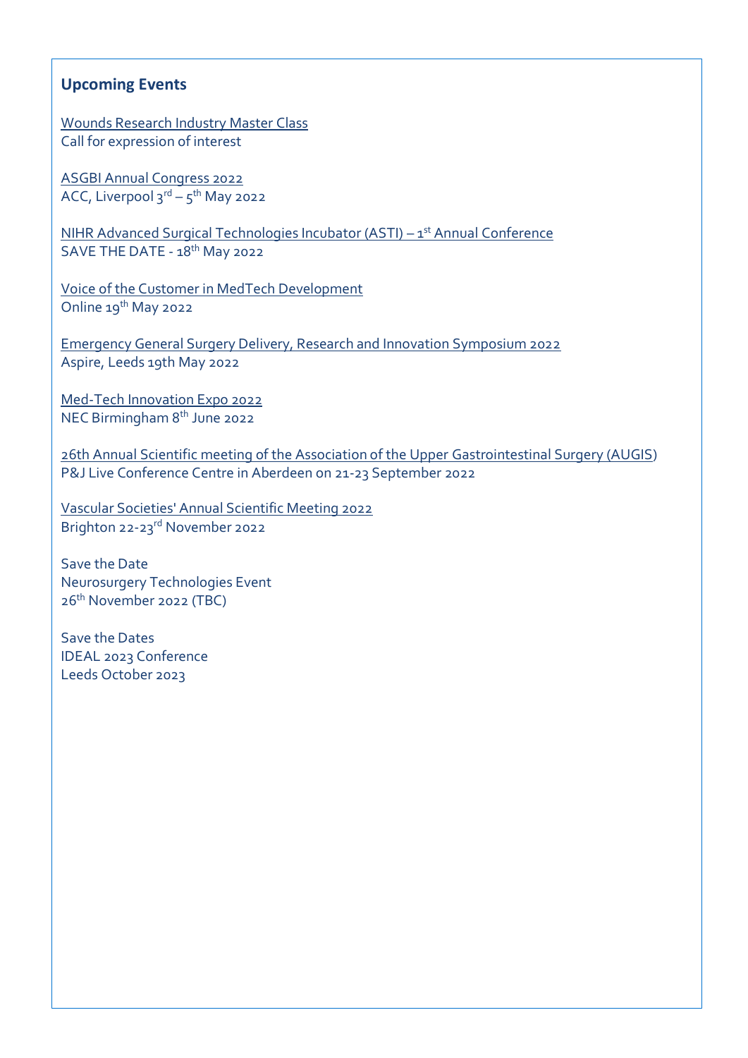## Upcoming Events

Wounds Research Industry Master Class
Call for expression of interest

ASGBI Annual Congress 2022
ACC, Liverpool 3rd – 5th May 2022

NIHR Advanced Surgical Technologies Incubator (ASTI) – 1st Annual Conference
SAVE THE DATE - 18th May 2022

Voice of the Customer in MedTech Development
Online 19th May 2022

Emergency General Surgery Delivery, Research and Innovation Symposium 2022
Aspire, Leeds 19th May 2022

Med-Tech Innovation Expo 2022
NEC Birmingham 8th June 2022

26th Annual Scientific meeting of the Association of the Upper Gastrointestinal Surgery (AUGIS)
P&J Live Conference Centre in Aberdeen on 21-23 September 2022

Vascular Societies' Annual Scientific Meeting 2022
Brighton 22-23rd November 2022

Save the Date
Neurosurgery Technologies Event
26th November 2022 (TBC)

Save the Dates
IDEAL 2023 Conference
Leeds October 2023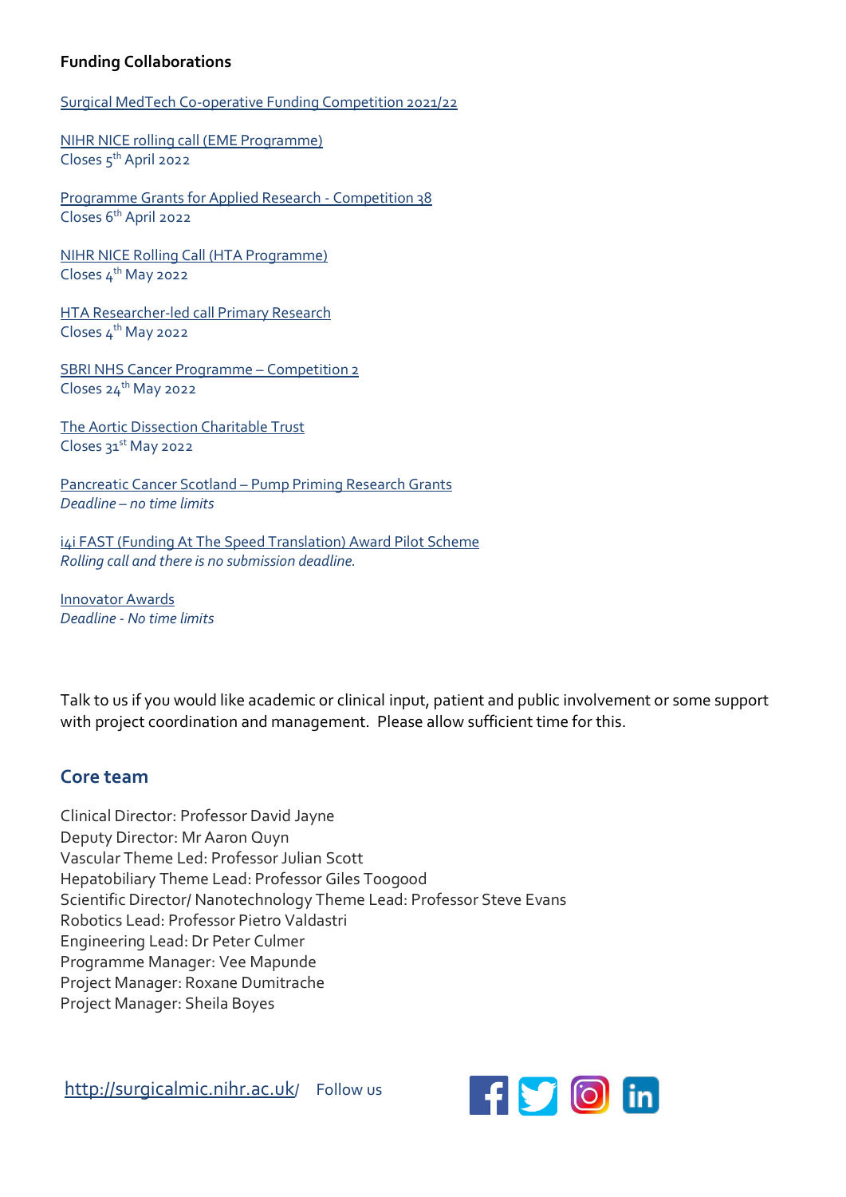**Funding Collaborations**

Surgical MedTech Co-operative Funding Competition 2021/22

NIHR NICE rolling call (EME Programme)
Closes 5th April 2022

Programme Grants for Applied Research - Competition 38
Closes 6th April 2022

NIHR NICE Rolling Call (HTA Programme)
Closes 4th May 2022

HTA Researcher-led call Primary Research
Closes 4th May 2022

SBRI NHS Cancer Programme – Competition 2
Closes 24th May 2022

The Aortic Dissection Charitable Trust
Closes 31st May 2022

Pancreatic Cancer Scotland – Pump Priming Research Grants
*Deadline – no time limits*

i4i FAST (Funding At The Speed Translation) Award Pilot Scheme
*Rolling call and there is no submission deadline.*

Innovator Awards
*Deadline - No time limits*

Talk to us if you would like academic or clinical input, patient and public involvement or some support with project coordination and management. Please allow sufficient time for this.

## Core team

Clinical Director: Professor David Jayne
Deputy Director: Mr Aaron Quyn
Vascular Theme Led: Professor Julian Scott
Hepatobiliary Theme Lead: Professor Giles Toogood
Scientific Director/ Nanotechnology Theme Lead: Professor Steve Evans
Robotics Lead: Professor Pietro Valdastri
Engineering Lead: Dr Peter Culmer
Programme Manager: Vee Mapunde
Project Manager: Roxane Dumitrache
Project Manager: Sheila Boyes

http://surgicalmic.nihr.ac.uk/ Follow us